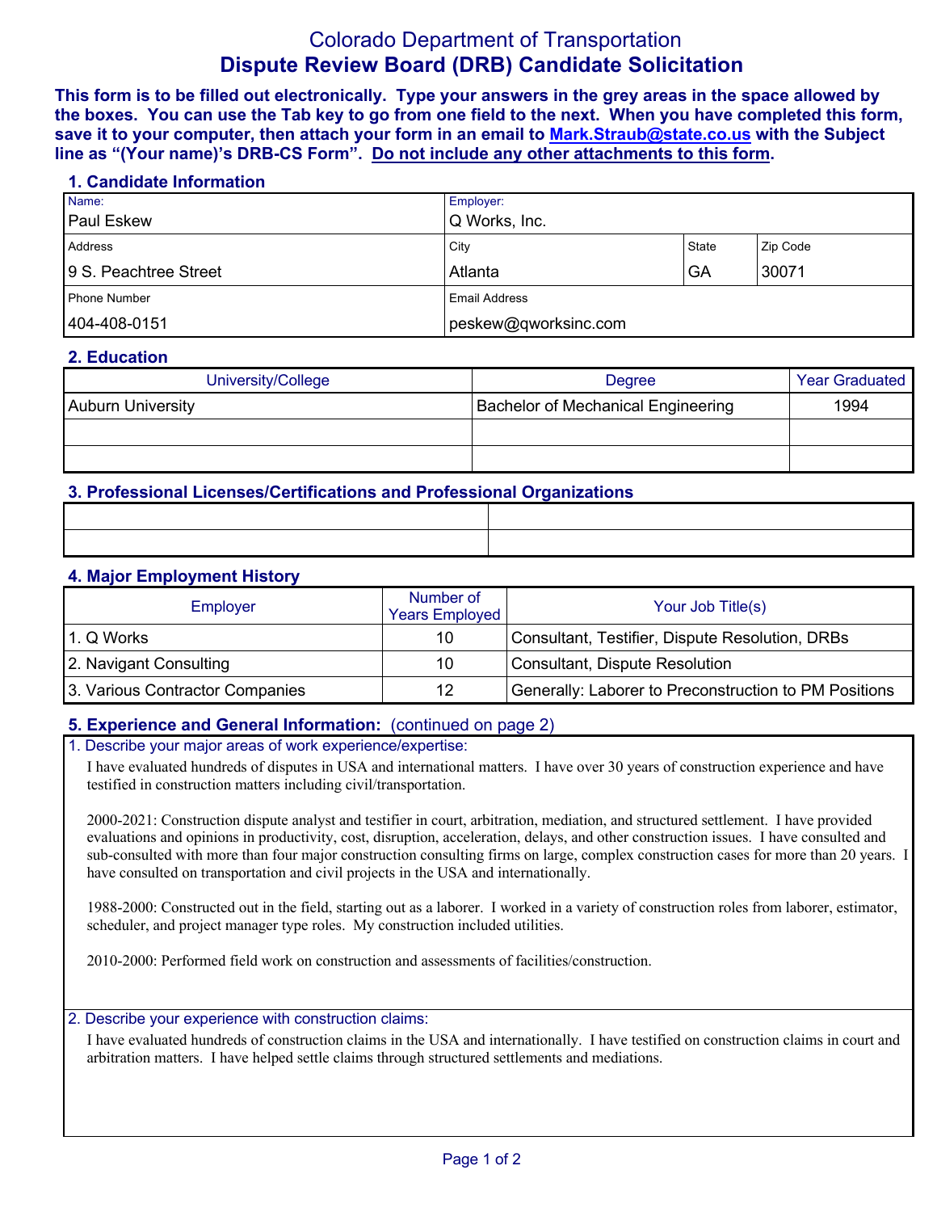# Colorado Department of Transportation
## Dispute Review Board (DRB) Candidate Solicitation

**This form is to be filled out electronically. Type your answers in the grey areas in the space allowed by the boxes. You can use the Tab key to go from one field to the next. When you have completed this form, save it to your computer, then attach your form in an email to Mark.Straub@state.co.us with the Subject line as "(Your name)'s DRB-CS Form". Do not include any other attachments to this form.**

### 1. Candidate Information

| Name: | Employer: | | |
|---|---|---|---|
| Paul Eskew | Q Works, Inc. | | |
| **Address** | **City** | **State** | **Zip Code** |
| 9 S. Peachtree Street | Atlanta | GA | 30071 |
| **Phone Number** | **Email Address** | | |
| 404-408-0151 | peskew@qworksinc.com | | |

### 2. Education

| University/College | Degree | Year Graduated |
|---|---|---|
| Auburn University | Bachelor of Mechanical Engineering | 1994 |
| | | |
| | | |

### 3. Professional Licenses/Certifications and Professional Organizations

| | |
|---|---|
| | |
| | |

### 4. Major Employment History

| Employer | Number of Years Employed | Your Job Title(s) |
|---|---|---|
| 1. Q Works | 10 | Consultant, Testifier, Dispute Resolution, DRBs |
| 2. Navigant Consulting | 10 | Consultant, Dispute Resolution |
| 3. Various Contractor Companies | 12 | Generally: Laborer to Preconstruction to PM Positions |

### 5. Experience and General Information: (continued on page 2)

1. Describe your major areas of work experience/expertise:

I have evaluated hundreds of disputes in USA and international matters. I have over 30 years of construction experience and have testified in construction matters including civil/transportation.

2000-2021: Construction dispute analyst and testifier in court, arbitration, mediation, and structured settlement. I have provided evaluations and opinions in productivity, cost, disruption, acceleration, delays, and other construction issues. I have consulted and sub-consulted with more than four major construction consulting firms on large, complex construction cases for more than 20 years. I have consulted on transportation and civil projects in the USA and internationally.

1988-2000: Constructed out in the field, starting out as a laborer. I worked in a variety of construction roles from laborer, estimator, scheduler, and project manager type roles. My construction included utilities.

2010-2000: Performed field work on construction and assessments of facilities/construction.

2. Describe your experience with construction claims:

I have evaluated hundreds of construction claims in the USA and internationally. I have testified on construction claims in court and arbitration matters. I have helped settle claims through structured settlements and mediations.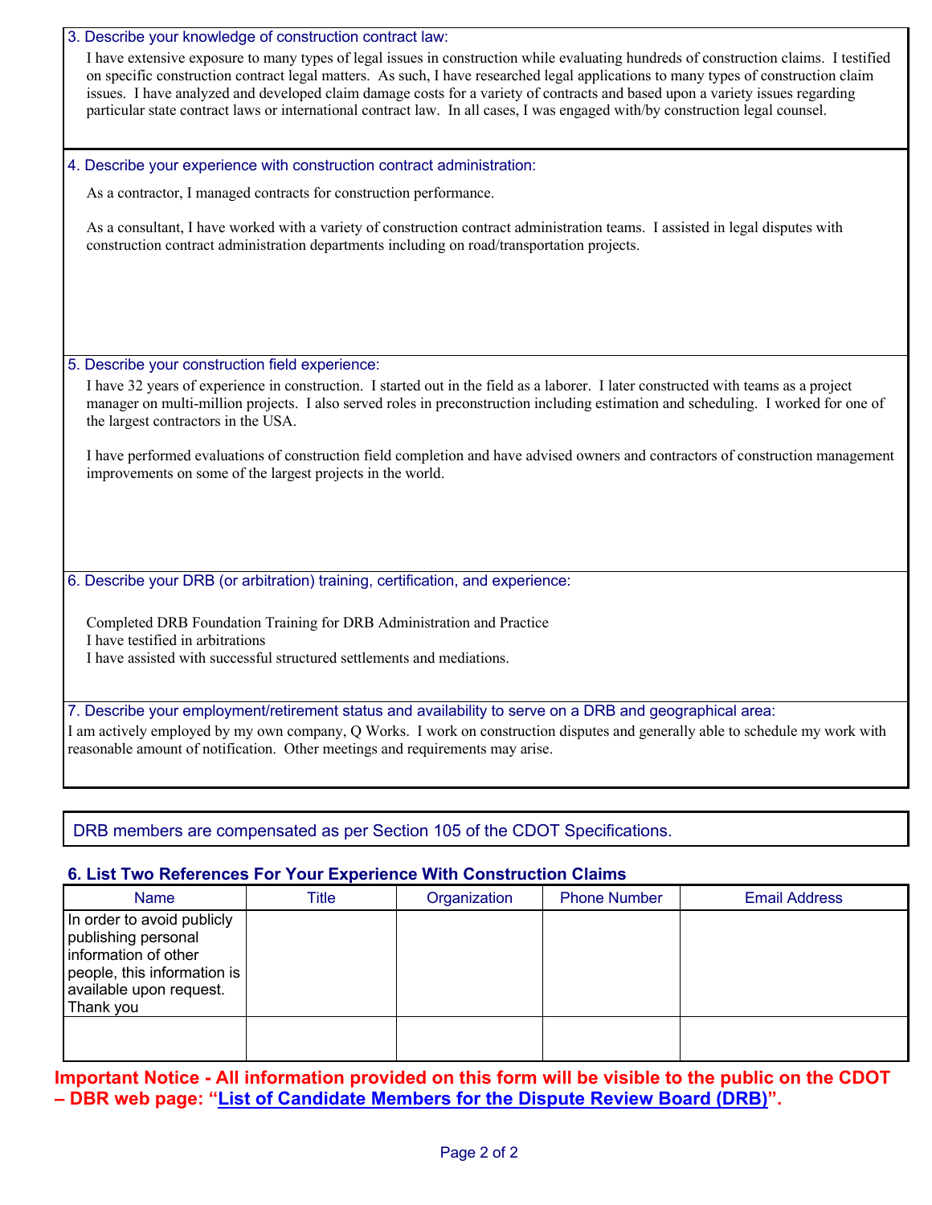3. Describe your knowledge of construction contract law:

I have extensive exposure to many types of legal issues in construction while evaluating hundreds of construction claims. I testified on specific construction contract legal matters. As such, I have researched legal applications to many types of construction claim issues. I have analyzed and developed claim damage costs for a variety of contracts and based upon a variety issues regarding particular state contract laws or international contract law. In all cases, I was engaged with/by construction legal counsel.

4. Describe your experience with construction contract administration:

As a contractor, I managed contracts for construction performance.

As a consultant, I have worked with a variety of construction contract administration teams. I assisted in legal disputes with construction contract administration departments including on road/transportation projects.

5. Describe your construction field experience:

I have 32 years of experience in construction. I started out in the field as a laborer. I later constructed with teams as a project manager on multi-million projects. I also served roles in preconstruction including estimation and scheduling. I worked for one of the largest contractors in the USA.

I have performed evaluations of construction field completion and have advised owners and contractors of construction management improvements on some of the largest projects in the world.

6. Describe your DRB (or arbitration) training, certification, and experience:

Completed DRB Foundation Training for DRB Administration and Practice
I have testified in arbitrations
I have assisted with successful structured settlements and mediations.

7. Describe your employment/retirement status and availability to serve on a DRB and geographical area:

I am actively employed by my own company, Q Works. I work on construction disputes and generally able to schedule my work with reasonable amount of notification. Other meetings and requirements may arise.

DRB members are compensated as per Section 105 of the CDOT Specifications.

### 6. List Two References For Your Experience With Construction Claims

| Name | Title | Organization | Phone Number | Email Address |
|---|---|---|---|---|
| In order to avoid publicly publishing personal information of other people, this information is available upon request. Thank you | | | | |
| | | | | |

**Important Notice - All information provided on this form will be visible to the public on the CDOT – DBR web page: "List of Candidate Members for the Dispute Review Board (DRB)".**